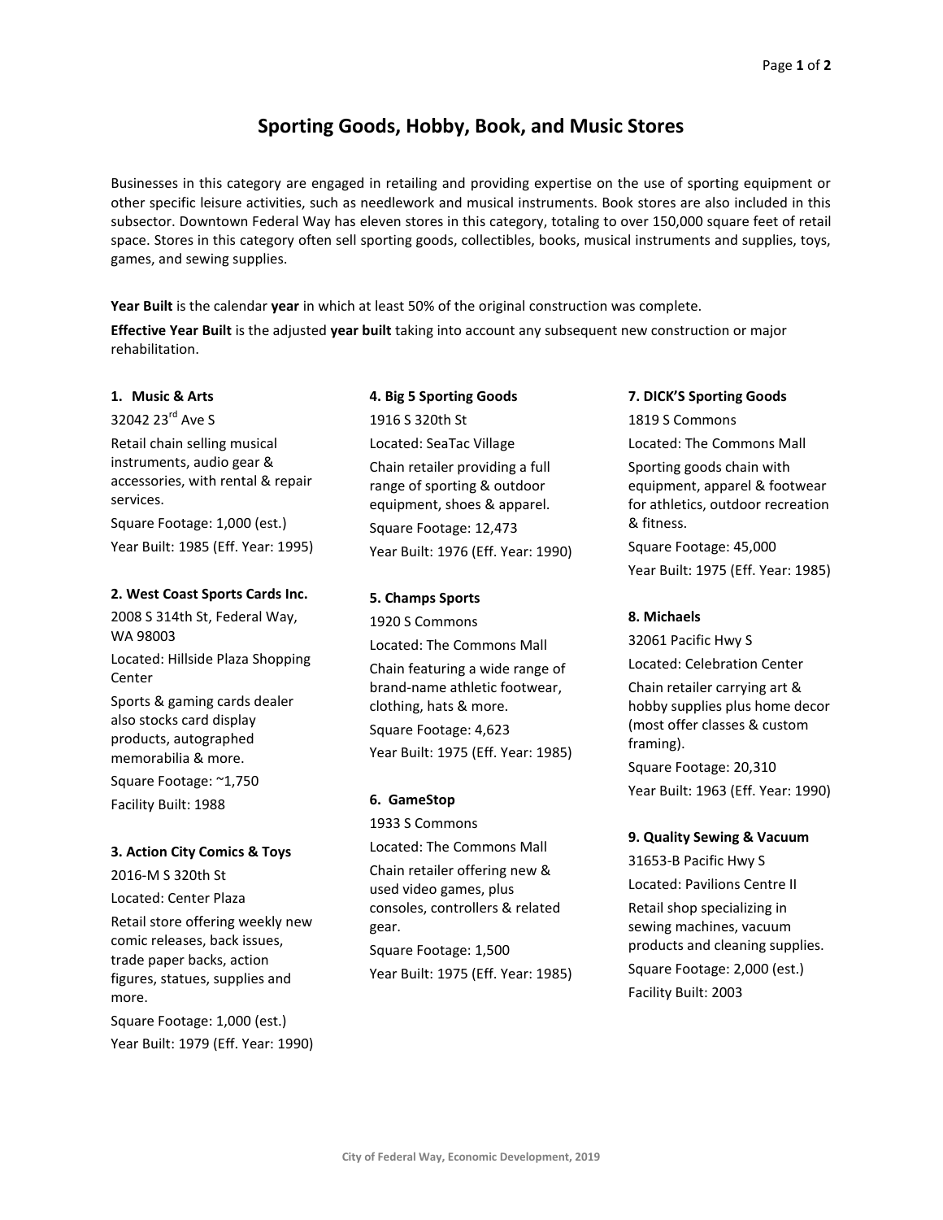# Sporting Goods, Hobby, Book, and Music Stores

Businesses in this category are engaged in retailing and providing expertise on the use of sporting equipment or other specific leisure activities, such as needlework and musical instruments. Book stores are also included in this subsector. Downtown Federal Way has eleven stores in this category, totaling to over 150,000 square feet of retail space. Stores in this category often sell sporting goods, collectibles, books, musical instruments and supplies, toys, games, and sewing supplies.

**Year Built** is the calendar **year** in which at least 50% of the original construction was complete.

**Effective Year Built** is the adjusted **year built** taking into account any subsequent new construction or major rehabilitation.

**1. Music & Arts**

32042 23rd Ave S

Retail chain selling musical instruments, audio gear & accessories, with rental & repair services.

Square Footage: 1,000 (est.)

Year Built: 1985 (Eff. Year: 1995)

**2. West Coast Sports Cards Inc.**

2008 S 314th St, Federal Way, WA 98003

Located: Hillside Plaza Shopping Center

Sports & gaming cards dealer also stocks card display products, autographed memorabilia & more.

Square Footage: ~1,750

Facility Built: 1988

**3. Action City Comics & Toys**

2016-M S 320th St

Located: Center Plaza

Retail store offering weekly new comic releases, back issues, trade paper backs, action figures, statues, supplies and more.

Square Footage: 1,000 (est.)

Year Built: 1979 (Eff. Year: 1990)

**4. Big 5 Sporting Goods**

1916 S 320th St

Located: SeaTac Village

Chain retailer providing a full range of sporting & outdoor equipment, shoes & apparel.

Square Footage: 12,473

Year Built: 1976 (Eff. Year: 1990)

**5. Champs Sports**

1920 S Commons

Located: The Commons Mall

Chain featuring a wide range of brand-name athletic footwear, clothing, hats & more.

Square Footage: 4,623

Year Built: 1975 (Eff. Year: 1985)

**6. GameStop**

1933 S Commons

Located: The Commons Mall

Chain retailer offering new & used video games, plus consoles, controllers & related gear.

Square Footage: 1,500

Year Built: 1975 (Eff. Year: 1985)

**7. DICK'S Sporting Goods**

1819 S Commons

Located: The Commons Mall

Sporting goods chain with equipment, apparel & footwear for athletics, outdoor recreation & fitness.

Square Footage: 45,000

Year Built: 1975 (Eff. Year: 1985)

**8. Michaels**

32061 Pacific Hwy S

Located: Celebration Center

Chain retailer carrying art & hobby supplies plus home decor (most offer classes & custom framing).

Square Footage: 20,310

Year Built: 1963 (Eff. Year: 1990)

**9. Quality Sewing & Vacuum**

31653-B Pacific Hwy S

Located: Pavilions Centre II

Retail shop specializing in sewing machines, vacuum products and cleaning supplies.

Square Footage: 2,000 (est.)

Facility Built: 2003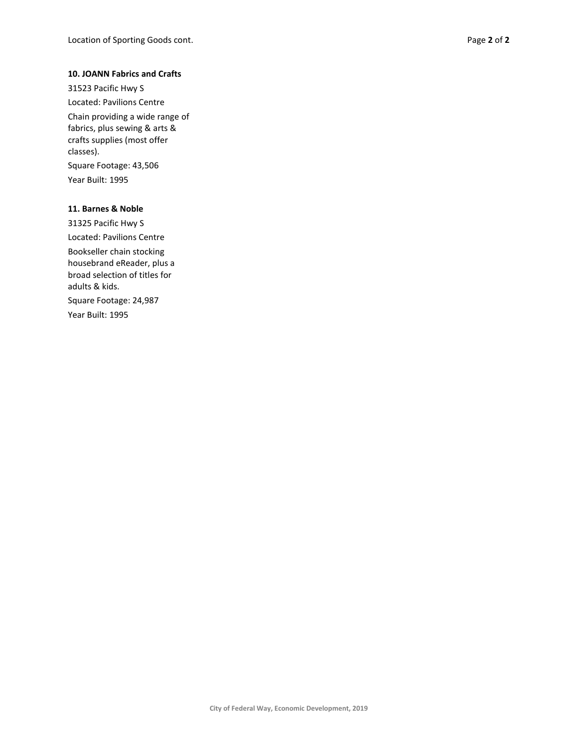**10. JOANN Fabrics and Crafts**

31523 Pacific Hwy S

Located: Pavilions Centre

Chain providing a wide range of fabrics, plus sewing & arts & crafts supplies (most offer classes).

Square Footage: 43,506

Year Built: 1995

**11. Barnes & Noble**

31325 Pacific Hwy S

Located: Pavilions Centre

Bookseller chain stocking housebrand eReader, plus a broad selection of titles for adults & kids.

Square Footage: 24,987

Year Built: 1995